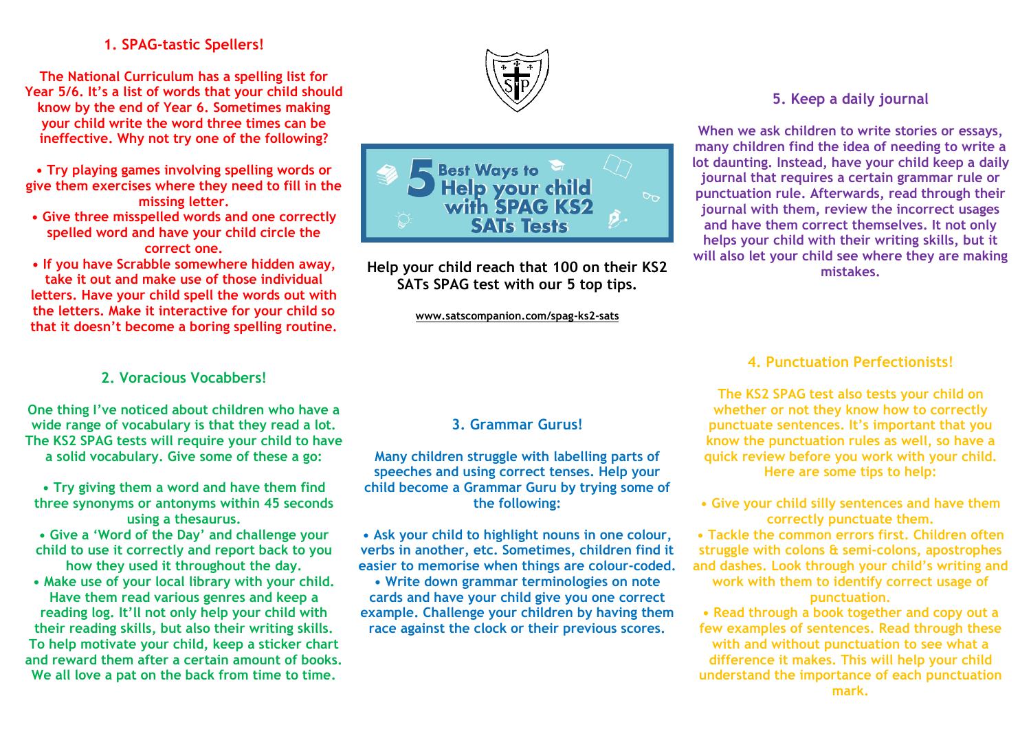# 5 Best Ways to Help your child with SPAG KS2 SATs Tests

Help your child reach that 100 on their KS2 SATs SPAG test with our 5 top tips.

www.satscompanion.com/spag-ks2-sats

## 1. SPAG-tastic Spellers!

The National Curriculum has a spelling list for Year 5/6. It's a list of words that your child should know by the end of Year 6. Sometimes making your child write the word three times can be ineffective. Why not try one of the following?

- Try playing games involving spelling words or give them exercises where they need to fill in the missing letter.
- Give three misspelled words and one correctly spelled word and have your child circle the correct one.
- If you have Scrabble somewhere hidden away, take it out and make use of those individual letters. Have your child spell the words out with the letters. Make it interactive for your child so that it doesn't become a boring spelling routine.

## 2. Voracious Vocabbers!

One thing I've noticed about children who have a wide range of vocabulary is that they read a lot. The KS2 SPAG tests will require your child to have a solid vocabulary. Give some of these a go:

- Try giving them a word and have them find three synonyms or antonyms within 45 seconds using a thesaurus.
- Give a 'Word of the Day' and challenge your child to use it correctly and report back to you how they used it throughout the day.
- Make use of your local library with your child. Have them read various genres and keep a reading log. It'll not only help your child with their reading skills, but also their writing skills. To help motivate your child, keep a sticker chart and reward them after a certain amount of books. We all love a pat on the back from time to time.

## 3. Grammar Gurus!

Many children struggle with labelling parts of speeches and using correct tenses. Help your child become a Grammar Guru by trying some of the following:

- Ask your child to highlight nouns in one colour, verbs in another, etc. Sometimes, children find it easier to memorise when things are colour-coded.
- Write down grammar terminologies on note cards and have your child give you one correct example. Challenge your children by having them race against the clock or their previous scores.

## 4. Punctuation Perfectionists!

The KS2 SPAG test also tests your child on whether or not they know how to correctly punctuate sentences. It's important that you know the punctuation rules as well, so have a quick review before you work with your child. Here are some tips to help:

- Give your child silly sentences and have them correctly punctuate them.
- Tackle the common errors first. Children often struggle with colons & semi-colons, apostrophes and dashes. Look through your child's writing and work with them to identify correct usage of punctuation.
- Read through a book together and copy out a few examples of sentences. Read through these with and without punctuation to see what a difference it makes. This will help your child understand the importance of each punctuation mark.

## 5. Keep a daily journal

When we ask children to write stories or essays, many children find the idea of needing to write a lot daunting. Instead, have your child keep a daily journal that requires a certain grammar rule or punctuation rule. Afterwards, read through their journal with them, review the incorrect usages and have them correct themselves. It not only helps your child with their writing skills, but it will also let your child see where they are making mistakes.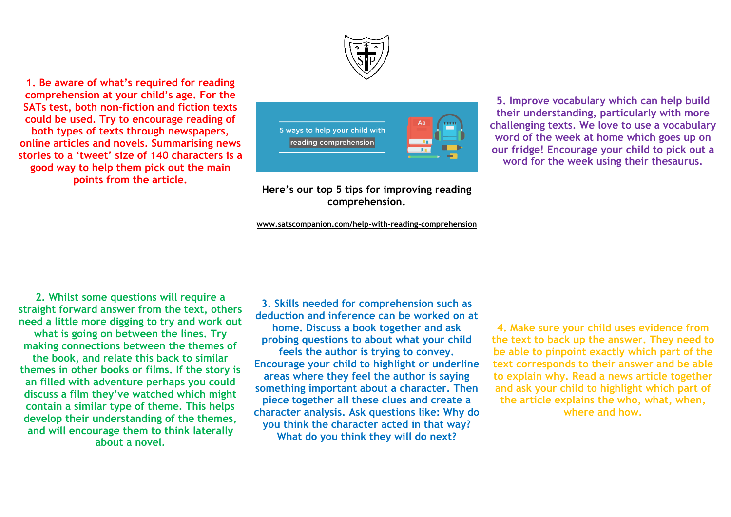5 ways to help your child with reading comprehension

Here's our top 5 tips for improving reading comprehension.

www.satscompanion.com/help-with-reading-comprehension

**1. Be aware of what's required for reading comprehension at your child's age. For the SATs test, both non-fiction and fiction texts could be used. Try to encourage reading of both types of texts through newspapers, online articles and novels. Summarising news stories to a 'tweet' size of 140 characters is a good way to help them pick out the main points from the article.**

**2. Whilst some questions will require a straight forward answer from the text, others need a little more digging to try and work out what is going on between the lines. Try making connections between the themes of the book, and relate this back to similar themes in other books or films. If the story is an filled with adventure perhaps you could discuss a film they've watched which might contain a similar type of theme. This helps develop their understanding of the themes, and will encourage them to think laterally about a novel.**

**3. Skills needed for comprehension such as deduction and inference can be worked on at home. Discuss a book together and ask probing questions to about what your child feels the author is trying to convey. Encourage your child to highlight or underline areas where they feel the author is saying something important about a character. Then piece together all these clues and create a character analysis. Ask questions like: Why do you think the character acted in that way? What do you think they will do next?**

**4. Make sure your child uses evidence from the text to back up the answer. They need to be able to pinpoint exactly which part of the text corresponds to their answer and be able to explain why. Read a news article together and ask your child to highlight which part of the article explains the who, what, when, where and how.**

**5. Improve vocabulary which can help build their understanding, particularly with more challenging texts. We love to use a vocabulary word of the week at home which goes up on our fridge! Encourage your child to pick out a word for the week using their thesaurus.**